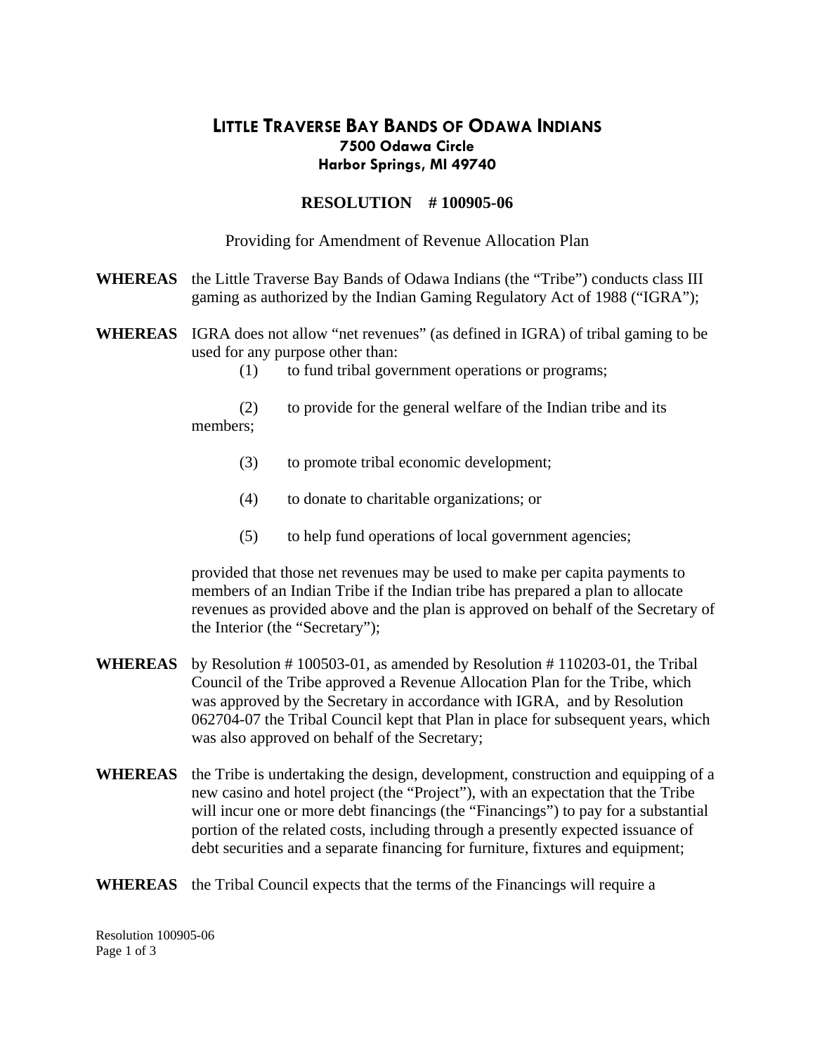# LITTLE TRAVERSE BAY BANDS OF ODAWA INDIANS

**7500 Odawa Circle**
**Harbor Springs, MI 49740**

## RESOLUTION # 100905-06

Providing for Amendment of Revenue Allocation Plan

**WHEREAS** the Little Traverse Bay Bands of Odawa Indians (the "Tribe") conducts class III gaming as authorized by the Indian Gaming Regulatory Act of 1988 ("IGRA");

**WHEREAS** IGRA does not allow "net revenues" (as defined in IGRA) of tribal gaming to be used for any purpose other than:

(1) to fund tribal government operations or programs;

(2) to provide for the general welfare of the Indian tribe and its members;

(3) to promote tribal economic development;

(4) to donate to charitable organizations; or

(5) to help fund operations of local government agencies;

provided that those net revenues may be used to make per capita payments to members of an Indian Tribe if the Indian tribe has prepared a plan to allocate revenues as provided above and the plan is approved on behalf of the Secretary of the Interior (the "Secretary");

**WHEREAS** by Resolution # 100503-01, as amended by Resolution # 110203-01, the Tribal Council of the Tribe approved a Revenue Allocation Plan for the Tribe, which was approved by the Secretary in accordance with IGRA, and by Resolution 062704-07 the Tribal Council kept that Plan in place for subsequent years, which was also approved on behalf of the Secretary;

**WHEREAS** the Tribe is undertaking the design, development, construction and equipping of a new casino and hotel project (the "Project"), with an expectation that the Tribe will incur one or more debt financings (the "Financings") to pay for a substantial portion of the related costs, including through a presently expected issuance of debt securities and a separate financing for furniture, fixtures and equipment;

**WHEREAS** the Tribal Council expects that the terms of the Financings will require a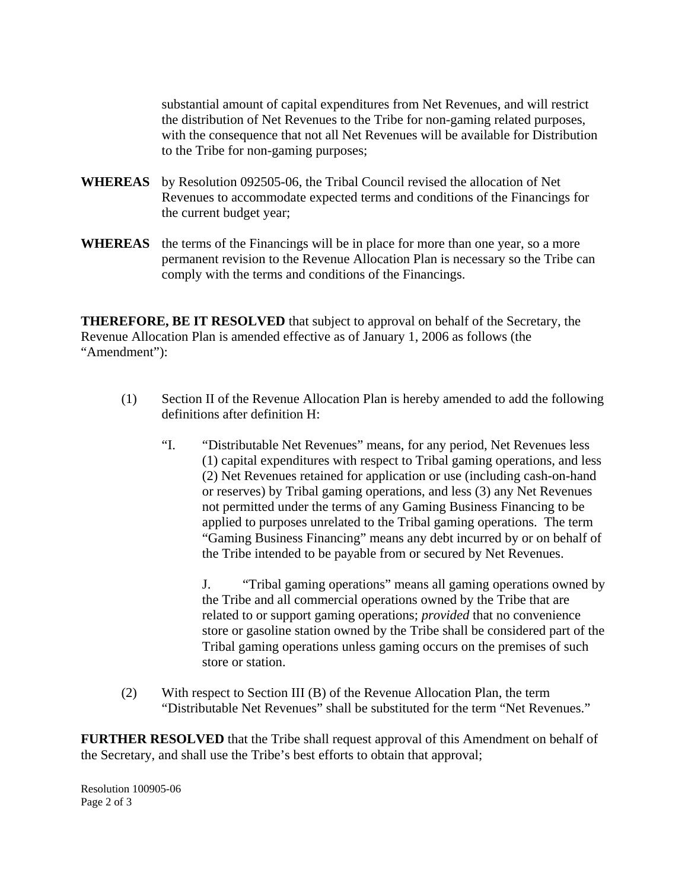substantial amount of capital expenditures from Net Revenues, and will restrict the distribution of Net Revenues to the Tribe for non-gaming related purposes, with the consequence that not all Net Revenues will be available for Distribution to the Tribe for non-gaming purposes;

**WHEREAS** by Resolution 092505-06, the Tribal Council revised the allocation of Net Revenues to accommodate expected terms and conditions of the Financings for the current budget year;

**WHEREAS** the terms of the Financings will be in place for more than one year, so a more permanent revision to the Revenue Allocation Plan is necessary so the Tribe can comply with the terms and conditions of the Financings.

**THEREFORE, BE IT RESOLVED** that subject to approval on behalf of the Secretary, the Revenue Allocation Plan is amended effective as of January 1, 2006 as follows (the "Amendment"):

(1) Section II of the Revenue Allocation Plan is hereby amended to add the following definitions after definition H:

"I. "Distributable Net Revenues" means, for any period, Net Revenues less (1) capital expenditures with respect to Tribal gaming operations, and less (2) Net Revenues retained for application or use (including cash-on-hand or reserves) by Tribal gaming operations, and less (3) any Net Revenues not permitted under the terms of any Gaming Business Financing to be applied to purposes unrelated to the Tribal gaming operations. The term "Gaming Business Financing" means any debt incurred by or on behalf of the Tribe intended to be payable from or secured by Net Revenues.

J. "Tribal gaming operations" means all gaming operations owned by the Tribe and all commercial operations owned by the Tribe that are related to or support gaming operations; *provided* that no convenience store or gasoline station owned by the Tribe shall be considered part of the Tribal gaming operations unless gaming occurs on the premises of such store or station.

(2) With respect to Section III (B) of the Revenue Allocation Plan, the term "Distributable Net Revenues" shall be substituted for the term "Net Revenues."

**FURTHER RESOLVED** that the Tribe shall request approval of this Amendment on behalf of the Secretary, and shall use the Tribe's best efforts to obtain that approval;

Resolution 100905-06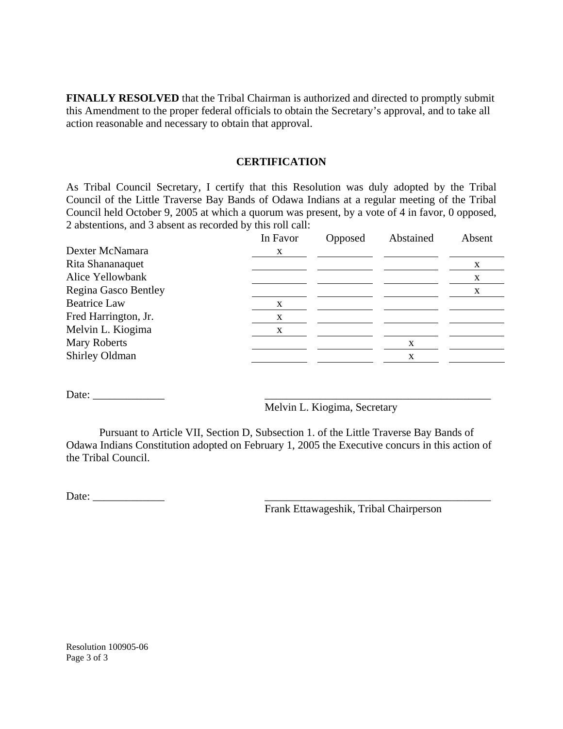**FINALLY RESOLVED** that the Tribal Chairman is authorized and directed to promptly submit this Amendment to the proper federal officials to obtain the Secretary's approval, and to take all action reasonable and necessary to obtain that approval.

## CERTIFICATION

As Tribal Council Secretary, I certify that this Resolution was duly adopted by the Tribal Council of the Little Traverse Bay Bands of Odawa Indians at a regular meeting of the Tribal Council held October 9, 2005 at which a quorum was present, by a vote of 4 in favor, 0 opposed, 2 abstentions, and 3 absent as recorded by this roll call:

| | In Favor | Opposed | Abstained | Absent |
|---|---|---|---|---|
| Dexter McNamara | x | | | |
| Rita Shananaquet | | | | x |
| Alice Yellowbank | | | | x |
| Regina Gasco Bentley | | | | x |
| Beatrice Law | x | | | |
| Fred Harrington, Jr. | x | | | |
| Melvin L. Kiogima | x | | | |
| Mary Roberts | | | x | |
| Shirley Oldman | | | x | |

Date: _____________

_________________________________________
Melvin L. Kiogima, Secretary

Pursuant to Article VII, Section D, Subsection 1. of the Little Traverse Bay Bands of Odawa Indians Constitution adopted on February 1, 2005 the Executive concurs in this action of the Tribal Council.

Date: _____________

_________________________________________
Frank Ettawageshik, Tribal Chairperson

Resolution 100905-06